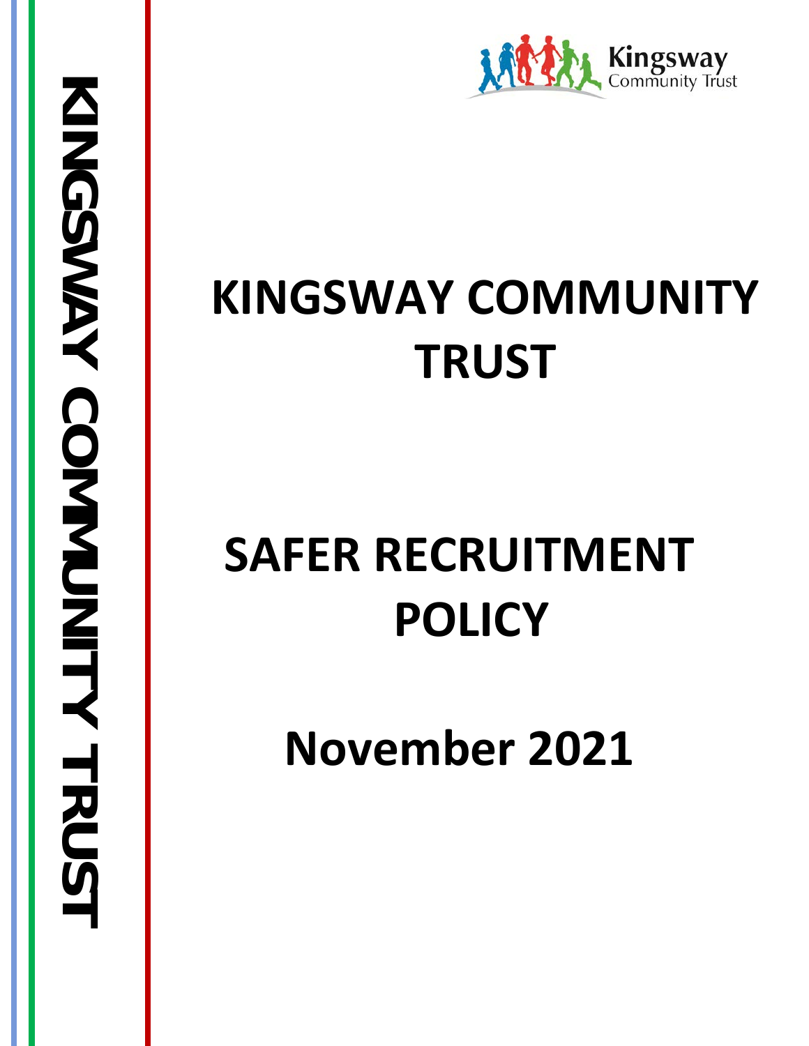# KINGSWAY COMMUNITY TRUST

# SAFER RECRUITMENT POLICY

## November 2021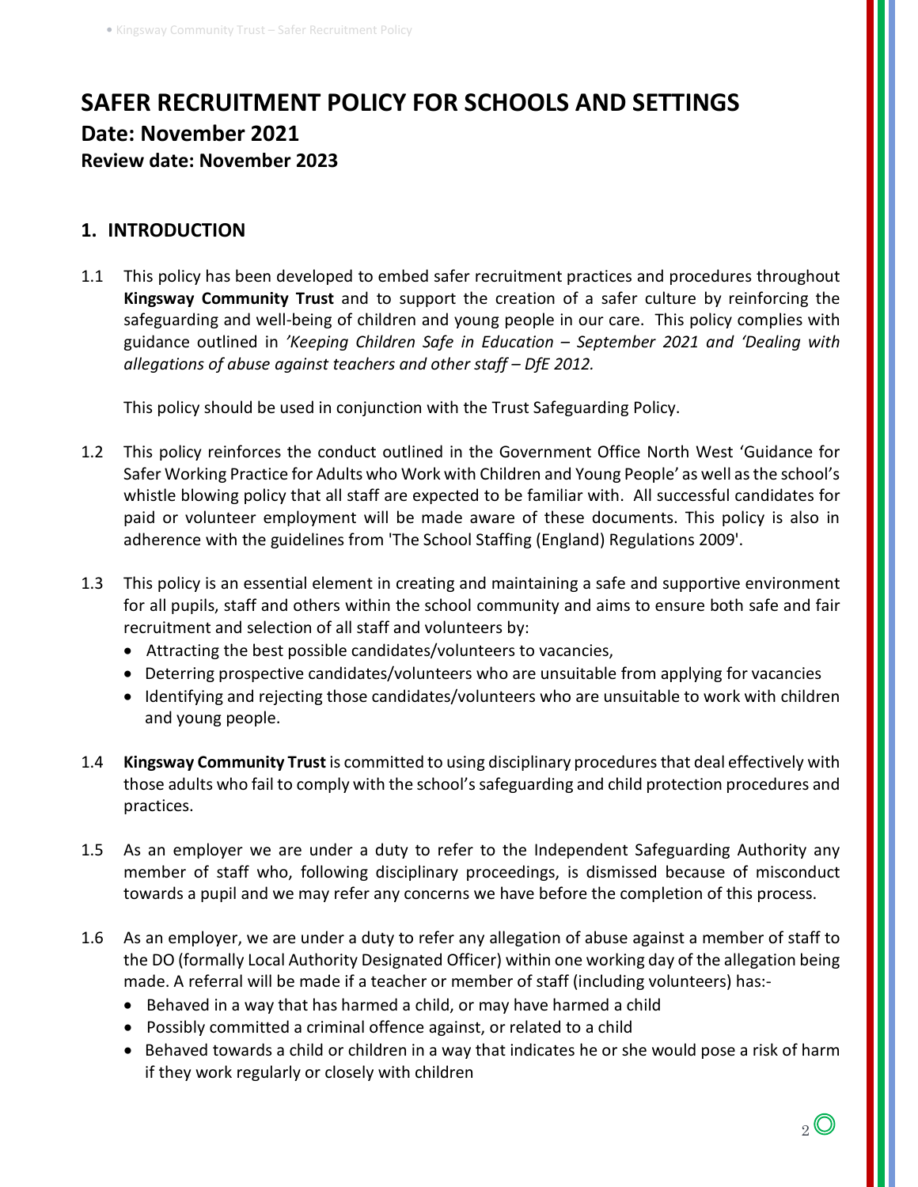# SAFER RECRUITMENT POLICY FOR SCHOOLS AND SETTINGS

## Date: November 2021

### Review date: November 2023

## 1. INTRODUCTION

1.1 This policy has been developed to embed safer recruitment practices and procedures throughout **Kingsway Community Trust** and to support the creation of a safer culture by reinforcing the safeguarding and well-being of children and young people in our care. This policy complies with guidance outlined in *'Keeping Children Safe in Education – September 2021 and 'Dealing with allegations of abuse against teachers and other staff – DfE 2012.*

This policy should be used in conjunction with the Trust Safeguarding Policy.

1.2 This policy reinforces the conduct outlined in the Government Office North West 'Guidance for Safer Working Practice for Adults who Work with Children and Young People' as well as the school's whistle blowing policy that all staff are expected to be familiar with. All successful candidates for paid or volunteer employment will be made aware of these documents. This policy is also in adherence with the guidelines from 'The School Staffing (England) Regulations 2009'.

1.3 This policy is an essential element in creating and maintaining a safe and supportive environment for all pupils, staff and others within the school community and aims to ensure both safe and fair recruitment and selection of all staff and volunteers by:

- Attracting the best possible candidates/volunteers to vacancies,
- Deterring prospective candidates/volunteers who are unsuitable from applying for vacancies
- Identifying and rejecting those candidates/volunteers who are unsuitable to work with children and young people.

1.4 **Kingsway Community Trust** is committed to using disciplinary procedures that deal effectively with those adults who fail to comply with the school's safeguarding and child protection procedures and practices.

1.5 As an employer we are under a duty to refer to the Independent Safeguarding Authority any member of staff who, following disciplinary proceedings, is dismissed because of misconduct towards a pupil and we may refer any concerns we have before the completion of this process.

1.6 As an employer, we are under a duty to refer any allegation of abuse against a member of staff to the DO (formally Local Authority Designated Officer) within one working day of the allegation being made. A referral will be made if a teacher or member of staff (including volunteers) has:-

- Behaved in a way that has harmed a child, or may have harmed a child
- Possibly committed a criminal offence against, or related to a child
- Behaved towards a child or children in a way that indicates he or she would pose a risk of harm if they work regularly or closely with children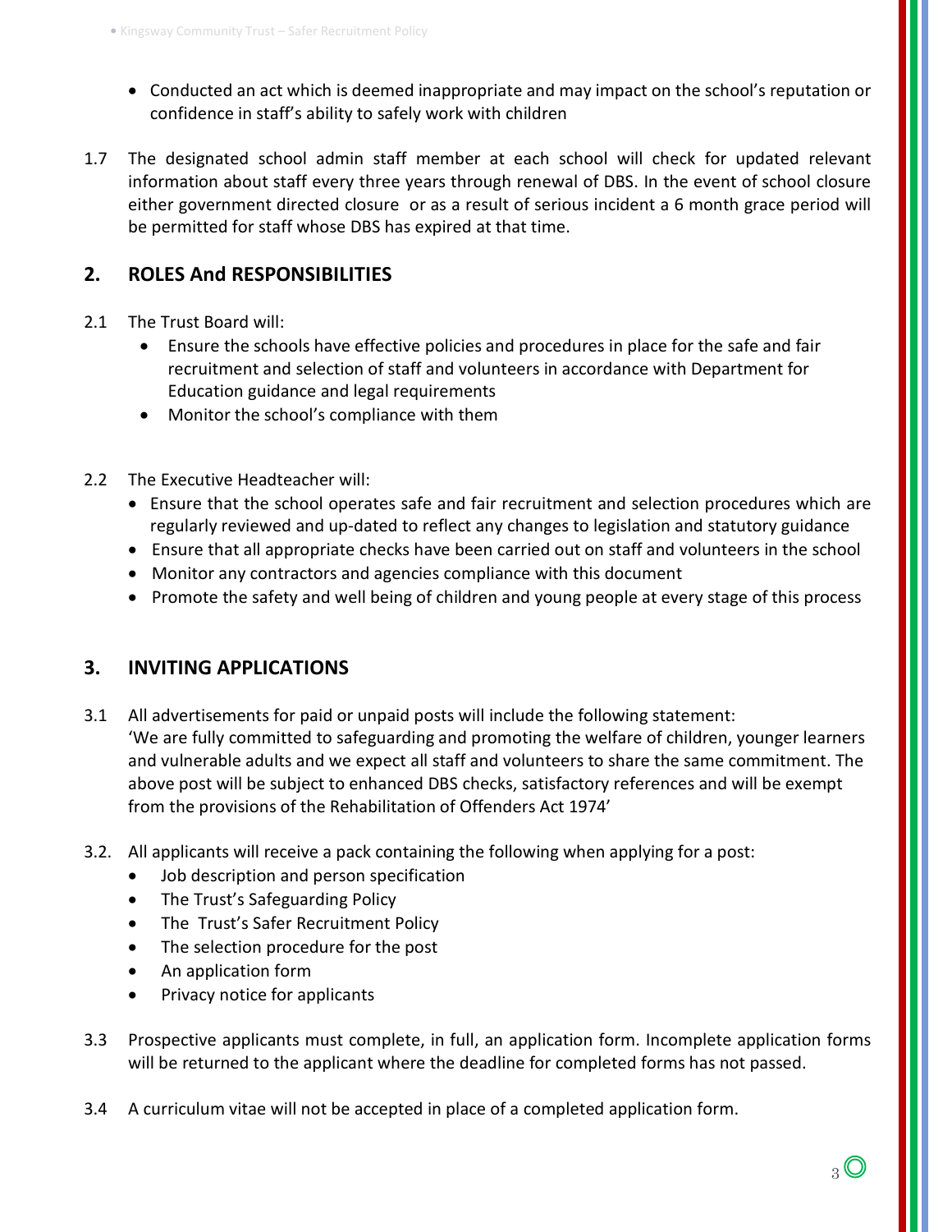- Conducted an act which is deemed inappropriate and may impact on the school's reputation or confidence in staff's ability to safely work with children

1.7 The designated school admin staff member at each school will check for updated relevant information about staff every three years through renewal of DBS. In the event of school closure either government directed closure or as a result of serious incident a 6 month grace period will be permitted for staff whose DBS has expired at that time.

## 2. ROLES And RESPONSIBILITIES

2.1 The Trust Board will:

- Ensure the schools have effective policies and procedures in place for the safe and fair recruitment and selection of staff and volunteers in accordance with Department for Education guidance and legal requirements
- Monitor the school's compliance with them

2.2 The Executive Headteacher will:

- Ensure that the school operates safe and fair recruitment and selection procedures which are regularly reviewed and up-dated to reflect any changes to legislation and statutory guidance
- Ensure that all appropriate checks have been carried out on staff and volunteers in the school
- Monitor any contractors and agencies compliance with this document
- Promote the safety and well being of children and young people at every stage of this process

## 3. INVITING APPLICATIONS

3.1 All advertisements for paid or unpaid posts will include the following statement:
'We are fully committed to safeguarding and promoting the welfare of children, younger learners and vulnerable adults and we expect all staff and volunteers to share the same commitment. The above post will be subject to enhanced DBS checks, satisfactory references and will be exempt from the provisions of the Rehabilitation of Offenders Act 1974'

3.2. All applicants will receive a pack containing the following when applying for a post:

- Job description and person specification
- The Trust's Safeguarding Policy
- The Trust's Safer Recruitment Policy
- The selection procedure for the post
- An application form
- Privacy notice for applicants

3.3 Prospective applicants must complete, in full, an application form. Incomplete application forms will be returned to the applicant where the deadline for completed forms has not passed.

3.4 A curriculum vitae will not be accepted in place of a completed application form.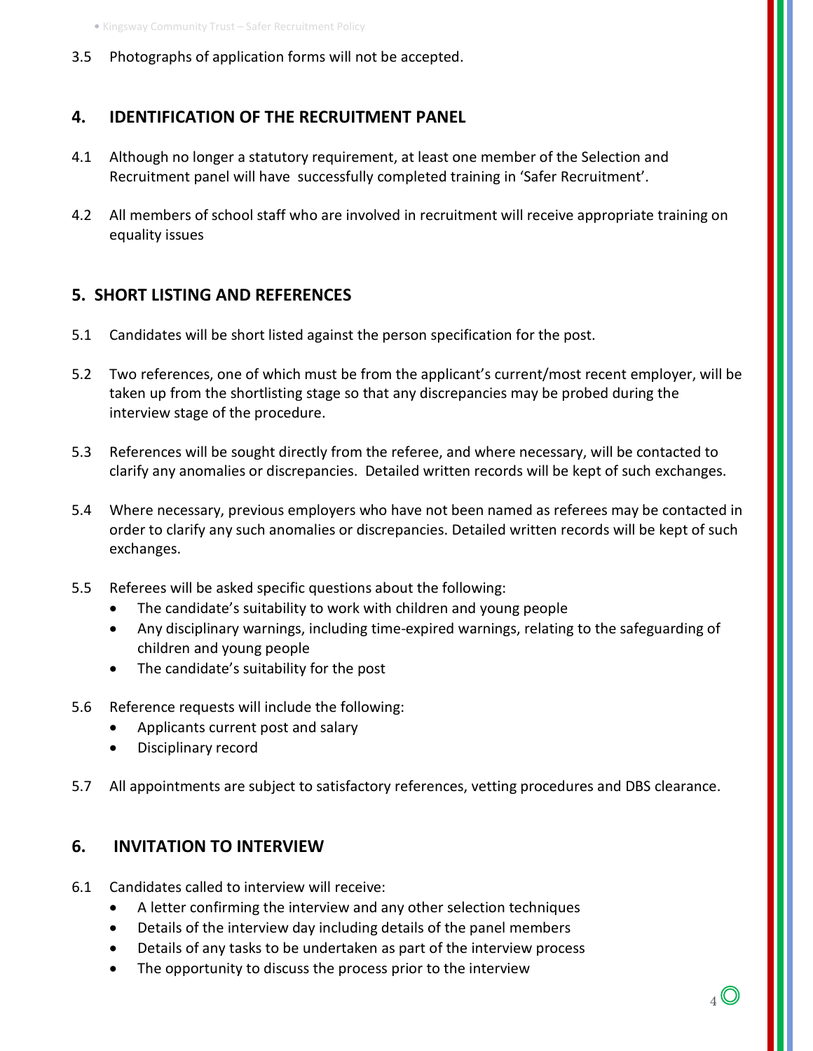3.5 Photographs of application forms will not be accepted.

## 4. IDENTIFICATION OF THE RECRUITMENT PANEL

4.1 Although no longer a statutory requirement, at least one member of the Selection and Recruitment panel will have successfully completed training in 'Safer Recruitment'.

4.2 All members of school staff who are involved in recruitment will receive appropriate training on equality issues

## 5. SHORT LISTING AND REFERENCES

5.1 Candidates will be short listed against the person specification for the post.

5.2 Two references, one of which must be from the applicant's current/most recent employer, will be taken up from the shortlisting stage so that any discrepancies may be probed during the interview stage of the procedure.

5.3 References will be sought directly from the referee, and where necessary, will be contacted to clarify any anomalies or discrepancies. Detailed written records will be kept of such exchanges.

5.4 Where necessary, previous employers who have not been named as referees may be contacted in order to clarify any such anomalies or discrepancies. Detailed written records will be kept of such exchanges.

5.5 Referees will be asked specific questions about the following:

- The candidate's suitability to work with children and young people
- Any disciplinary warnings, including time-expired warnings, relating to the safeguarding of children and young people
- The candidate's suitability for the post

5.6 Reference requests will include the following:

- Applicants current post and salary
- Disciplinary record

5.7 All appointments are subject to satisfactory references, vetting procedures and DBS clearance.

## 6. INVITATION TO INTERVIEW

6.1 Candidates called to interview will receive:

- A letter confirming the interview and any other selection techniques
- Details of the interview day including details of the panel members
- Details of any tasks to be undertaken as part of the interview process
- The opportunity to discuss the process prior to the interview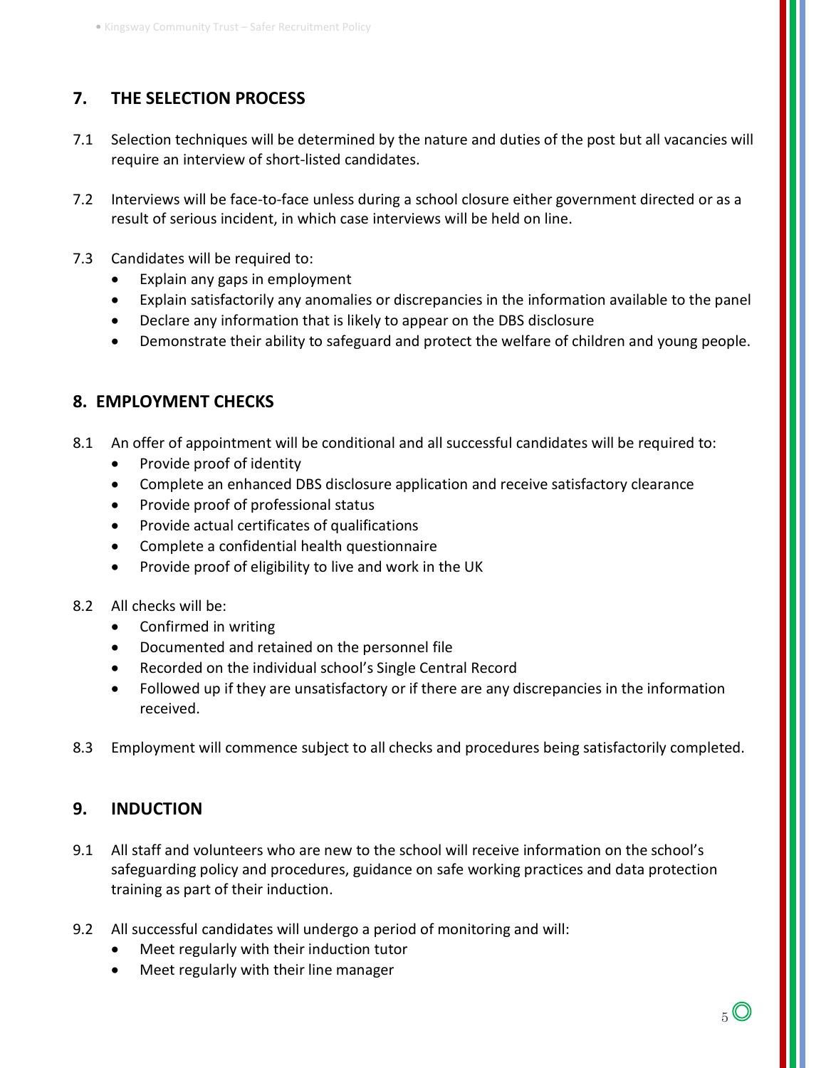## 7. THE SELECTION PROCESS

7.1 Selection techniques will be determined by the nature and duties of the post but all vacancies will require an interview of short-listed candidates.

7.2 Interviews will be face-to-face unless during a school closure either government directed or as a result of serious incident, in which case interviews will be held on line.

7.3 Candidates will be required to:

- Explain any gaps in employment
- Explain satisfactorily any anomalies or discrepancies in the information available to the panel
- Declare any information that is likely to appear on the DBS disclosure
- Demonstrate their ability to safeguard and protect the welfare of children and young people.

## 8. EMPLOYMENT CHECKS

8.1 An offer of appointment will be conditional and all successful candidates will be required to:

- Provide proof of identity
- Complete an enhanced DBS disclosure application and receive satisfactory clearance
- Provide proof of professional status
- Provide actual certificates of qualifications
- Complete a confidential health questionnaire
- Provide proof of eligibility to live and work in the UK

8.2 All checks will be:

- Confirmed in writing
- Documented and retained on the personnel file
- Recorded on the individual school's Single Central Record
- Followed up if they are unsatisfactory or if there are any discrepancies in the information received.

8.3 Employment will commence subject to all checks and procedures being satisfactorily completed.

## 9. INDUCTION

9.1 All staff and volunteers who are new to the school will receive information on the school's safeguarding policy and procedures, guidance on safe working practices and data protection training as part of their induction.

9.2 All successful candidates will undergo a period of monitoring and will:

- Meet regularly with their induction tutor
- Meet regularly with their line manager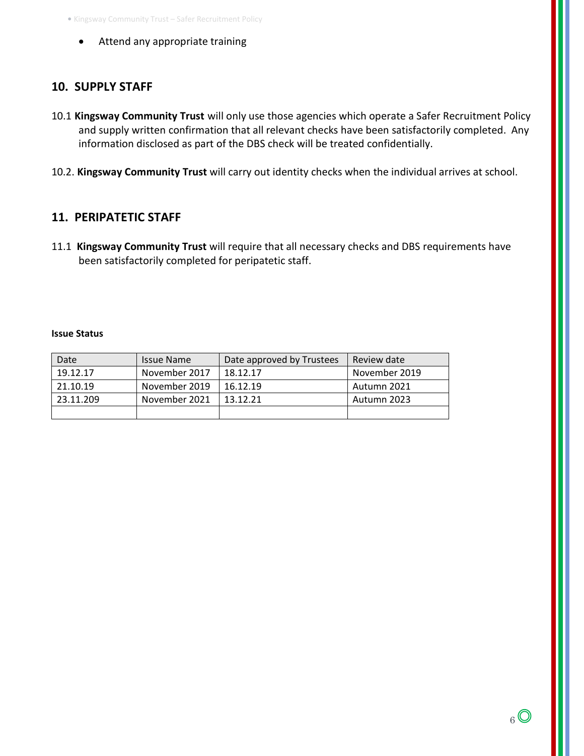- Attend any appropriate training

## 10. SUPPLY STAFF

10.1 **Kingsway Community Trust** will only use those agencies which operate a Safer Recruitment Policy and supply written confirmation that all relevant checks have been satisfactorily completed. Any information disclosed as part of the DBS check will be treated confidentially.

10.2. **Kingsway Community Trust** will carry out identity checks when the individual arrives at school.

## 11. PERIPATETIC STAFF

11.1 **Kingsway Community Trust** will require that all necessary checks and DBS requirements have been satisfactorily completed for peripatetic staff.

**Issue Status**

| Date | Issue Name | Date approved by Trustees | Review date |
|---|---|---|---|
| 19.12.17 | November 2017 | 18.12.17 | November 2019 |
| 21.10.19 | November 2019 | 16.12.19 | Autumn 2021 |
| 23.11.209 | November 2021 | 13.12.21 | Autumn 2023 |
| | | | |